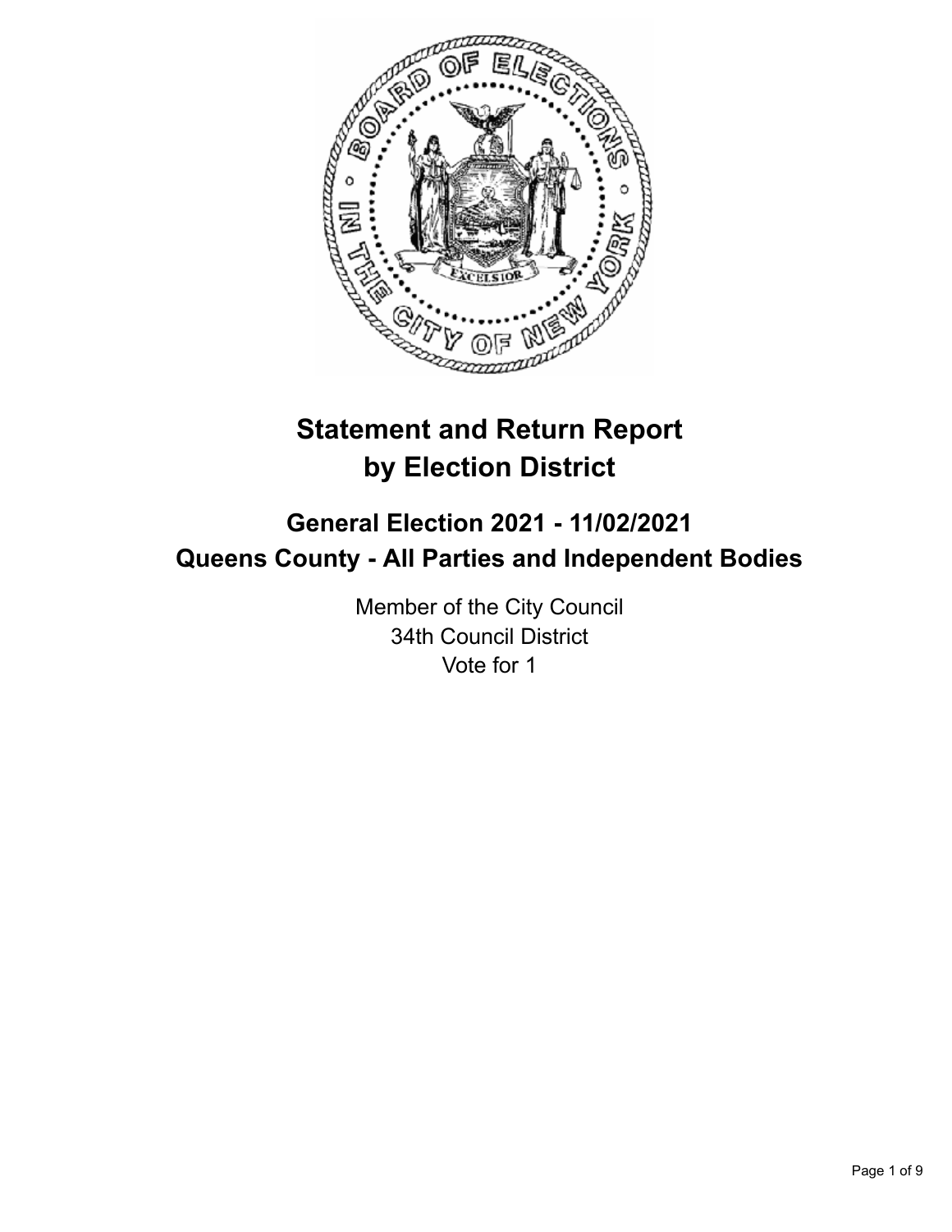# Statement and Return Report by Election District

## General Election 2021 - 11/02/2021
## Queens County - All Parties and Independent Bodies

Member of the City Council
34th Council District
Vote for 1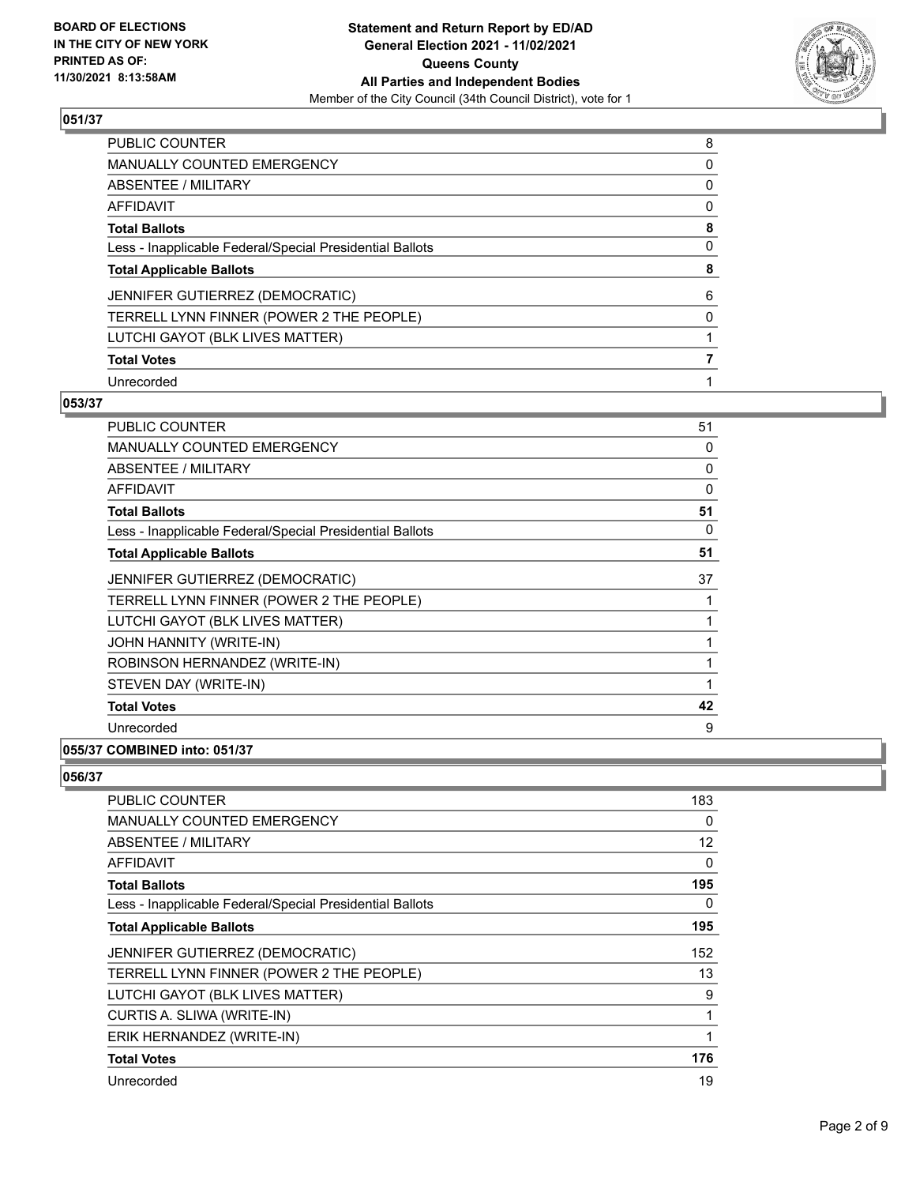**BOARD OF ELECTIONS IN THE CITY OF NEW YORK PRINTED AS OF: 11/30/2021 8:13:58AM**

**Statement and Return Report by ED/AD General Election 2021 - 11/02/2021 Queens County All Parties and Independent Bodies**
Member of the City Council (34th Council District), vote for 1

### 051/37

| | |
|---|---|
| PUBLIC COUNTER | 8 |
| MANUALLY COUNTED EMERGENCY | 0 |
| ABSENTEE / MILITARY | 0 |
| AFFIDAVIT | 0 |
| **Total Ballots** | **8** |
| Less - Inapplicable Federal/Special Presidential Ballots | 0 |
| **Total Applicable Ballots** | **8** |
| JENNIFER GUTIERREZ (DEMOCRATIC) | 6 |
| TERRELL LYNN FINNER (POWER 2 THE PEOPLE) | 0 |
| LUTCHI GAYOT (BLK LIVES MATTER) | 1 |
| **Total Votes** | **7** |
| Unrecorded | 1 |

### 053/37

| | |
|---|---|
| PUBLIC COUNTER | 51 |
| MANUALLY COUNTED EMERGENCY | 0 |
| ABSENTEE / MILITARY | 0 |
| AFFIDAVIT | 0 |
| **Total Ballots** | **51** |
| Less - Inapplicable Federal/Special Presidential Ballots | 0 |
| **Total Applicable Ballots** | **51** |
| JENNIFER GUTIERREZ (DEMOCRATIC) | 37 |
| TERRELL LYNN FINNER (POWER 2 THE PEOPLE) | 1 |
| LUTCHI GAYOT (BLK LIVES MATTER) | 1 |
| JOHN HANNITY (WRITE-IN) | 1 |
| ROBINSON HERNANDEZ (WRITE-IN) | 1 |
| STEVEN DAY (WRITE-IN) | 1 |
| **Total Votes** | **42** |
| Unrecorded | 9 |

### 055/37 COMBINED into: 051/37

### 056/37

| | |
|---|---|
| PUBLIC COUNTER | 183 |
| MANUALLY COUNTED EMERGENCY | 0 |
| ABSENTEE / MILITARY | 12 |
| AFFIDAVIT | 0 |
| **Total Ballots** | **195** |
| Less - Inapplicable Federal/Special Presidential Ballots | 0 |
| **Total Applicable Ballots** | **195** |
| JENNIFER GUTIERREZ (DEMOCRATIC) | 152 |
| TERRELL LYNN FINNER (POWER 2 THE PEOPLE) | 13 |
| LUTCHI GAYOT (BLK LIVES MATTER) | 9 |
| CURTIS A. SLIWA (WRITE-IN) | 1 |
| ERIK HERNANDEZ (WRITE-IN) | 1 |
| **Total Votes** | **176** |
| Unrecorded | 19 |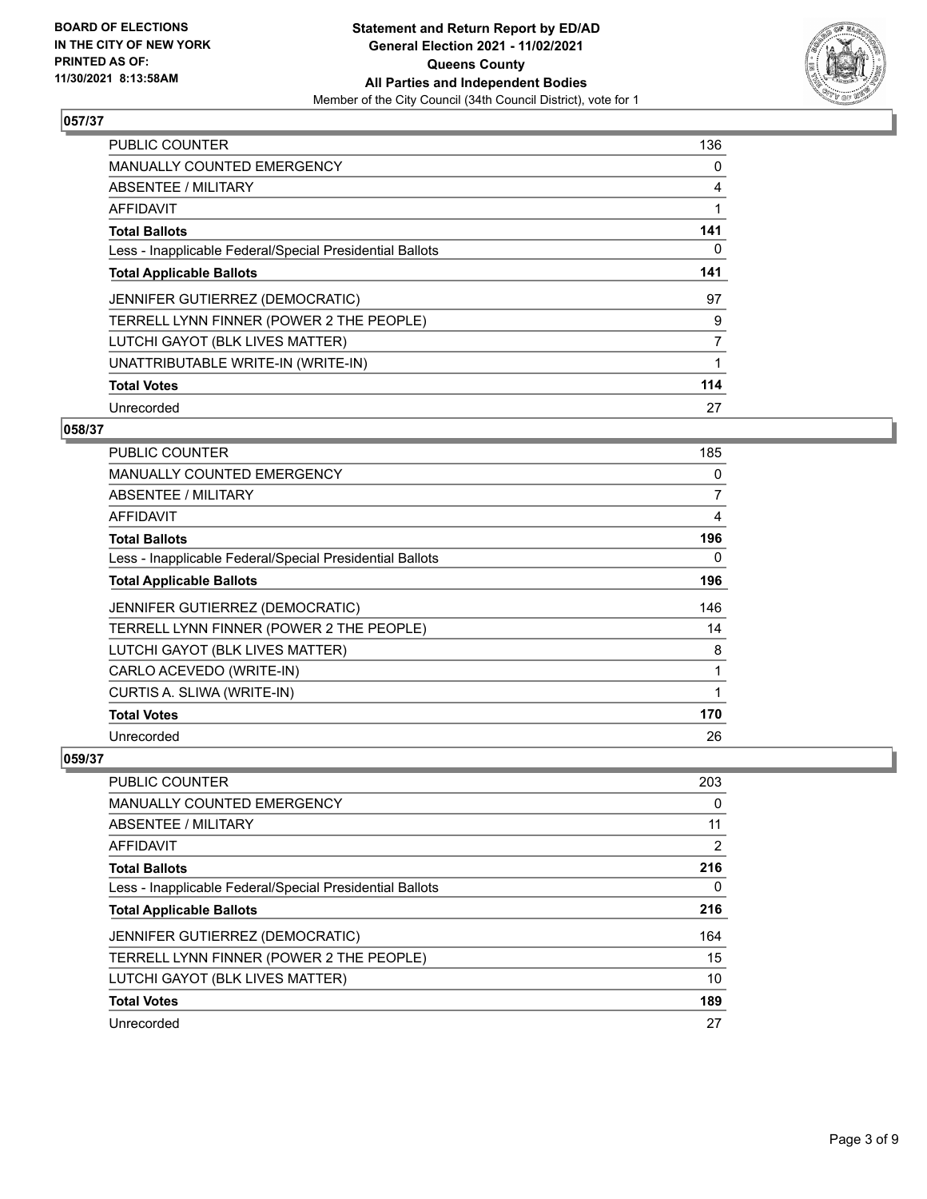**BOARD OF ELECTIONS IN THE CITY OF NEW YORK PRINTED AS OF: 11/30/2021 8:13:58AM**

**Statement and Return Report by ED/AD General Election 2021 - 11/02/2021 Queens County All Parties and Independent Bodies**

Member of the City Council (34th Council District), vote for 1

### 057/37

| | |
|---|---|
| PUBLIC COUNTER | 136 |
| MANUALLY COUNTED EMERGENCY | 0 |
| ABSENTEE / MILITARY | 4 |
| AFFIDAVIT | 1 |
| **Total Ballots** | **141** |
| Less - Inapplicable Federal/Special Presidential Ballots | 0 |
| **Total Applicable Ballots** | **141** |
| JENNIFER GUTIERREZ (DEMOCRATIC) | 97 |
| TERRELL LYNN FINNER (POWER 2 THE PEOPLE) | 9 |
| LUTCHI GAYOT (BLK LIVES MATTER) | 7 |
| UNATTRIBUTABLE WRITE-IN (WRITE-IN) | 1 |
| **Total Votes** | **114** |
| Unrecorded | 27 |

### 058/37

| | |
|---|---|
| PUBLIC COUNTER | 185 |
| MANUALLY COUNTED EMERGENCY | 0 |
| ABSENTEE / MILITARY | 7 |
| AFFIDAVIT | 4 |
| **Total Ballots** | **196** |
| Less - Inapplicable Federal/Special Presidential Ballots | 0 |
| **Total Applicable Ballots** | **196** |
| JENNIFER GUTIERREZ (DEMOCRATIC) | 146 |
| TERRELL LYNN FINNER (POWER 2 THE PEOPLE) | 14 |
| LUTCHI GAYOT (BLK LIVES MATTER) | 8 |
| CARLO ACEVEDO (WRITE-IN) | 1 |
| CURTIS A. SLIWA (WRITE-IN) | 1 |
| **Total Votes** | **170** |
| Unrecorded | 26 |

### 059/37

| | |
|---|---|
| PUBLIC COUNTER | 203 |
| MANUALLY COUNTED EMERGENCY | 0 |
| ABSENTEE / MILITARY | 11 |
| AFFIDAVIT | 2 |
| **Total Ballots** | **216** |
| Less - Inapplicable Federal/Special Presidential Ballots | 0 |
| **Total Applicable Ballots** | **216** |
| JENNIFER GUTIERREZ (DEMOCRATIC) | 164 |
| TERRELL LYNN FINNER (POWER 2 THE PEOPLE) | 15 |
| LUTCHI GAYOT (BLK LIVES MATTER) | 10 |
| **Total Votes** | **189** |
| Unrecorded | 27 |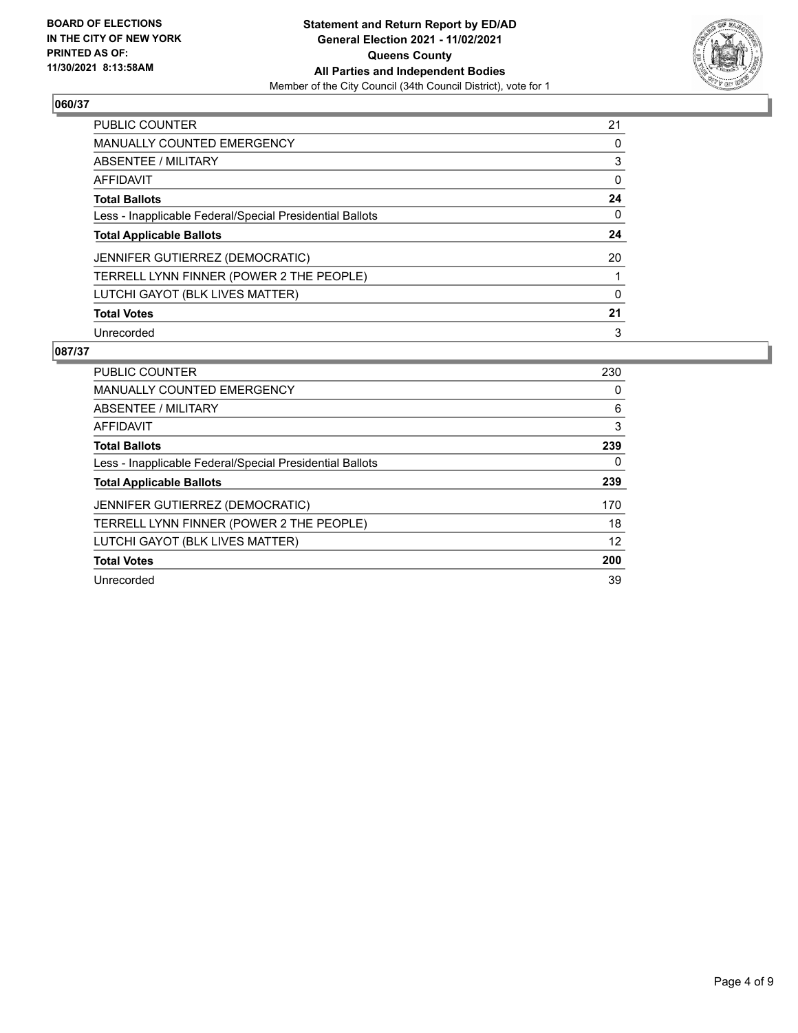## 060/37

| | |
|---|---|
| PUBLIC COUNTER | 21 |
| MANUALLY COUNTED EMERGENCY | 0 |
| ABSENTEE / MILITARY | 3 |
| AFFIDAVIT | 0 |
| **Total Ballots** | **24** |
| Less - Inapplicable Federal/Special Presidential Ballots | 0 |
| **Total Applicable Ballots** | **24** |
| JENNIFER GUTIERREZ (DEMOCRATIC) | 20 |
| TERRELL LYNN FINNER (POWER 2 THE PEOPLE) | 1 |
| LUTCHI GAYOT (BLK LIVES MATTER) | 0 |
| **Total Votes** | **21** |
| Unrecorded | 3 |

## 087/37

| | |
|---|---|
| PUBLIC COUNTER | 230 |
| MANUALLY COUNTED EMERGENCY | 0 |
| ABSENTEE / MILITARY | 6 |
| AFFIDAVIT | 3 |
| **Total Ballots** | **239** |
| Less - Inapplicable Federal/Special Presidential Ballots | 0 |
| **Total Applicable Ballots** | **239** |
| JENNIFER GUTIERREZ (DEMOCRATIC) | 170 |
| TERRELL LYNN FINNER (POWER 2 THE PEOPLE) | 18 |
| LUTCHI GAYOT (BLK LIVES MATTER) | 12 |
| **Total Votes** | **200** |
| Unrecorded | 39 |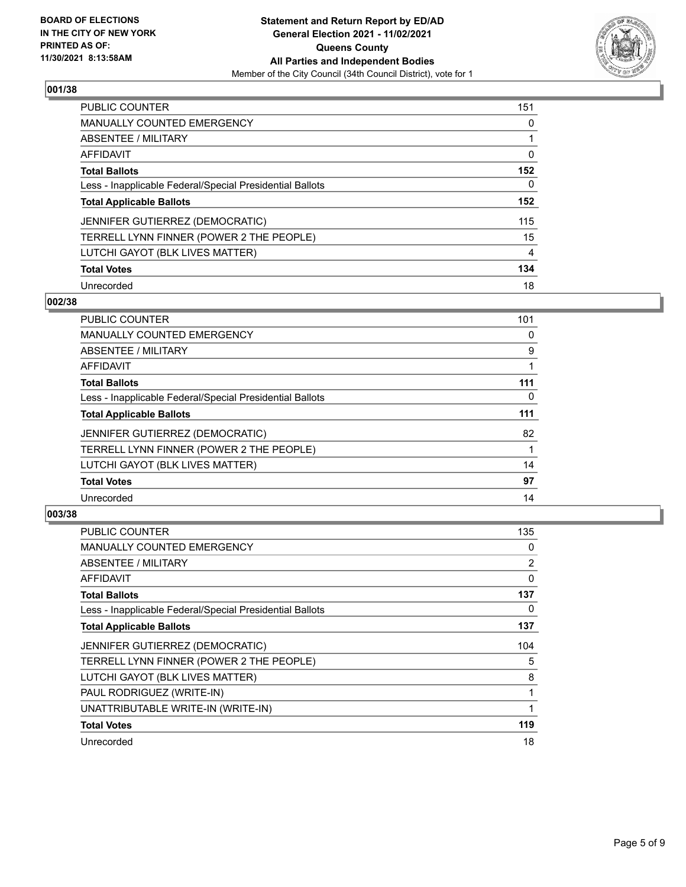**BOARD OF ELECTIONS IN THE CITY OF NEW YORK PRINTED AS OF: 11/30/2021 8:13:58AM**

**Statement and Return Report by ED/AD**
**General Election 2021 - 11/02/2021**
**Queens County**
**All Parties and Independent Bodies**
Member of the City Council (34th Council District), vote for 1

### 001/38

| | |
|---|---|
| PUBLIC COUNTER | 151 |
| MANUALLY COUNTED EMERGENCY | 0 |
| ABSENTEE / MILITARY | 1 |
| AFFIDAVIT | 0 |
| **Total Ballots** | **152** |
| Less - Inapplicable Federal/Special Presidential Ballots | 0 |
| **Total Applicable Ballots** | **152** |
| JENNIFER GUTIERREZ (DEMOCRATIC) | 115 |
| TERRELL LYNN FINNER (POWER 2 THE PEOPLE) | 15 |
| LUTCHI GAYOT (BLK LIVES MATTER) | 4 |
| **Total Votes** | **134** |
| Unrecorded | 18 |

### 002/38

| | |
|---|---|
| PUBLIC COUNTER | 101 |
| MANUALLY COUNTED EMERGENCY | 0 |
| ABSENTEE / MILITARY | 9 |
| AFFIDAVIT | 1 |
| **Total Ballots** | **111** |
| Less - Inapplicable Federal/Special Presidential Ballots | 0 |
| **Total Applicable Ballots** | **111** |
| JENNIFER GUTIERREZ (DEMOCRATIC) | 82 |
| TERRELL LYNN FINNER (POWER 2 THE PEOPLE) | 1 |
| LUTCHI GAYOT (BLK LIVES MATTER) | 14 |
| **Total Votes** | **97** |
| Unrecorded | 14 |

### 003/38

| | |
|---|---|
| PUBLIC COUNTER | 135 |
| MANUALLY COUNTED EMERGENCY | 0 |
| ABSENTEE / MILITARY | 2 |
| AFFIDAVIT | 0 |
| **Total Ballots** | **137** |
| Less - Inapplicable Federal/Special Presidential Ballots | 0 |
| **Total Applicable Ballots** | **137** |
| JENNIFER GUTIERREZ (DEMOCRATIC) | 104 |
| TERRELL LYNN FINNER (POWER 2 THE PEOPLE) | 5 |
| LUTCHI GAYOT (BLK LIVES MATTER) | 8 |
| PAUL RODRIGUEZ (WRITE-IN) | 1 |
| UNATTRIBUTABLE WRITE-IN (WRITE-IN) | 1 |
| **Total Votes** | **119** |
| Unrecorded | 18 |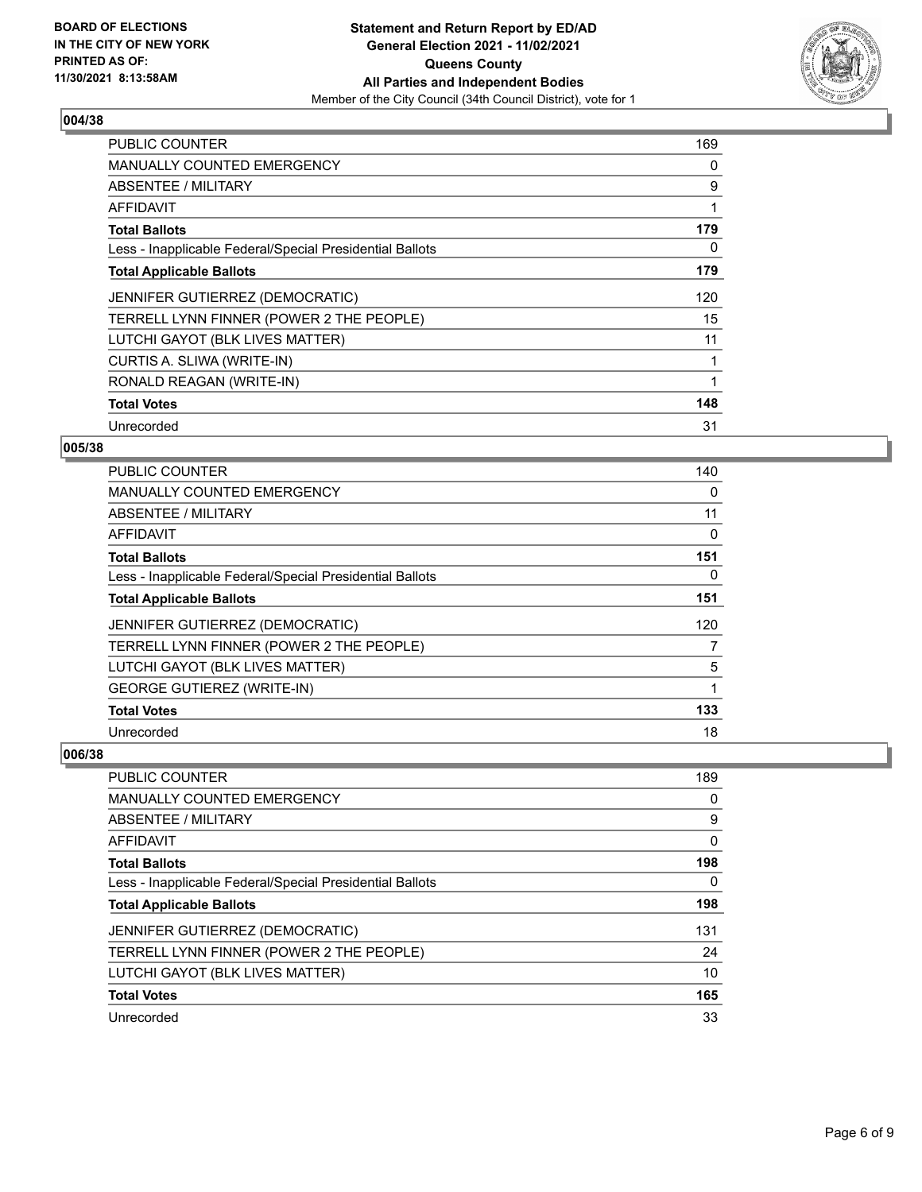**BOARD OF ELECTIONS IN THE CITY OF NEW YORK PRINTED AS OF: 11/30/2021 8:13:58AM**

**Statement and Return Report by ED/AD General Election 2021 - 11/02/2021 Queens County All Parties and Independent Bodies**
Member of the City Council (34th Council District), vote for 1

## 004/38

| | |
|---|---|
| PUBLIC COUNTER | 169 |
| MANUALLY COUNTED EMERGENCY | 0 |
| ABSENTEE / MILITARY | 9 |
| AFFIDAVIT | 1 |
| **Total Ballots** | **179** |
| Less - Inapplicable Federal/Special Presidential Ballots | 0 |
| **Total Applicable Ballots** | **179** |
| JENNIFER GUTIERREZ (DEMOCRATIC) | 120 |
| TERRELL LYNN FINNER (POWER 2 THE PEOPLE) | 15 |
| LUTCHI GAYOT (BLK LIVES MATTER) | 11 |
| CURTIS A. SLIWA (WRITE-IN) | 1 |
| RONALD REAGAN (WRITE-IN) | 1 |
| **Total Votes** | **148** |
| Unrecorded | 31 |

## 005/38

| | |
|---|---|
| PUBLIC COUNTER | 140 |
| MANUALLY COUNTED EMERGENCY | 0 |
| ABSENTEE / MILITARY | 11 |
| AFFIDAVIT | 0 |
| **Total Ballots** | **151** |
| Less - Inapplicable Federal/Special Presidential Ballots | 0 |
| **Total Applicable Ballots** | **151** |
| JENNIFER GUTIERREZ (DEMOCRATIC) | 120 |
| TERRELL LYNN FINNER (POWER 2 THE PEOPLE) | 7 |
| LUTCHI GAYOT (BLK LIVES MATTER) | 5 |
| GEORGE GUTIEREZ (WRITE-IN) | 1 |
| **Total Votes** | **133** |
| Unrecorded | 18 |

## 006/38

| | |
|---|---|
| PUBLIC COUNTER | 189 |
| MANUALLY COUNTED EMERGENCY | 0 |
| ABSENTEE / MILITARY | 9 |
| AFFIDAVIT | 0 |
| **Total Ballots** | **198** |
| Less - Inapplicable Federal/Special Presidential Ballots | 0 |
| **Total Applicable Ballots** | **198** |
| JENNIFER GUTIERREZ (DEMOCRATIC) | 131 |
| TERRELL LYNN FINNER (POWER 2 THE PEOPLE) | 24 |
| LUTCHI GAYOT (BLK LIVES MATTER) | 10 |
| **Total Votes** | **165** |
| Unrecorded | 33 |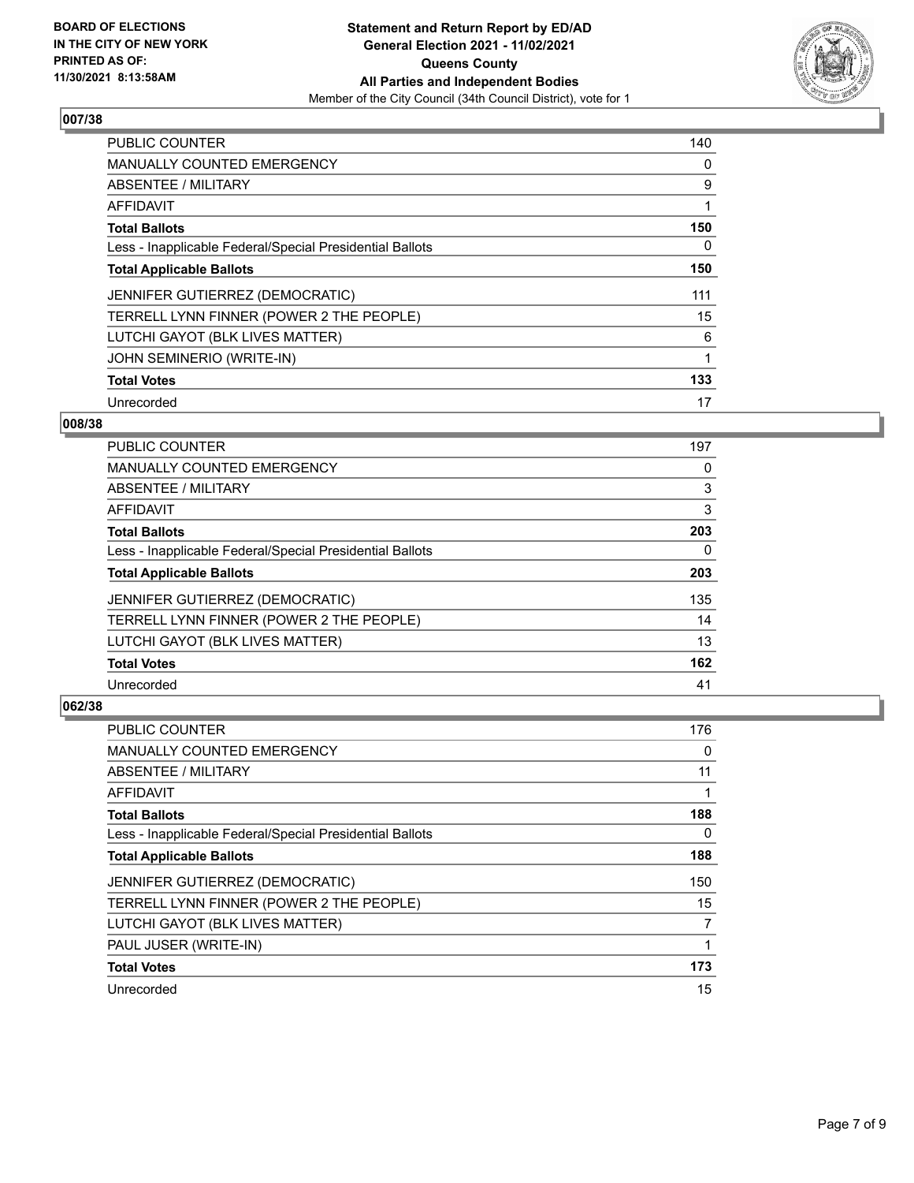**BOARD OF ELECTIONS IN THE CITY OF NEW YORK PRINTED AS OF: 11/30/2021 8:13:58AM**

**Statement and Return Report by ED/AD General Election 2021 - 11/02/2021 Queens County All Parties and Independent Bodies**

Member of the City Council (34th Council District), vote for 1

## 007/38

| | |
|---|---|
| PUBLIC COUNTER | 140 |
| MANUALLY COUNTED EMERGENCY | 0 |
| ABSENTEE / MILITARY | 9 |
| AFFIDAVIT | 1 |
| **Total Ballots** | **150** |
| Less - Inapplicable Federal/Special Presidential Ballots | 0 |
| **Total Applicable Ballots** | **150** |
| JENNIFER GUTIERREZ (DEMOCRATIC) | 111 |
| TERRELL LYNN FINNER (POWER 2 THE PEOPLE) | 15 |
| LUTCHI GAYOT (BLK LIVES MATTER) | 6 |
| JOHN SEMINERIO (WRITE-IN) | 1 |
| **Total Votes** | **133** |
| Unrecorded | 17 |

## 008/38

| | |
|---|---|
| PUBLIC COUNTER | 197 |
| MANUALLY COUNTED EMERGENCY | 0 |
| ABSENTEE / MILITARY | 3 |
| AFFIDAVIT | 3 |
| **Total Ballots** | **203** |
| Less - Inapplicable Federal/Special Presidential Ballots | 0 |
| **Total Applicable Ballots** | **203** |
| JENNIFER GUTIERREZ (DEMOCRATIC) | 135 |
| TERRELL LYNN FINNER (POWER 2 THE PEOPLE) | 14 |
| LUTCHI GAYOT (BLK LIVES MATTER) | 13 |
| **Total Votes** | **162** |
| Unrecorded | 41 |

## 062/38

| | |
|---|---|
| PUBLIC COUNTER | 176 |
| MANUALLY COUNTED EMERGENCY | 0 |
| ABSENTEE / MILITARY | 11 |
| AFFIDAVIT | 1 |
| **Total Ballots** | **188** |
| Less - Inapplicable Federal/Special Presidential Ballots | 0 |
| **Total Applicable Ballots** | **188** |
| JENNIFER GUTIERREZ (DEMOCRATIC) | 150 |
| TERRELL LYNN FINNER (POWER 2 THE PEOPLE) | 15 |
| LUTCHI GAYOT (BLK LIVES MATTER) | 7 |
| PAUL JUSER (WRITE-IN) | 1 |
| **Total Votes** | **173** |
| Unrecorded | 15 |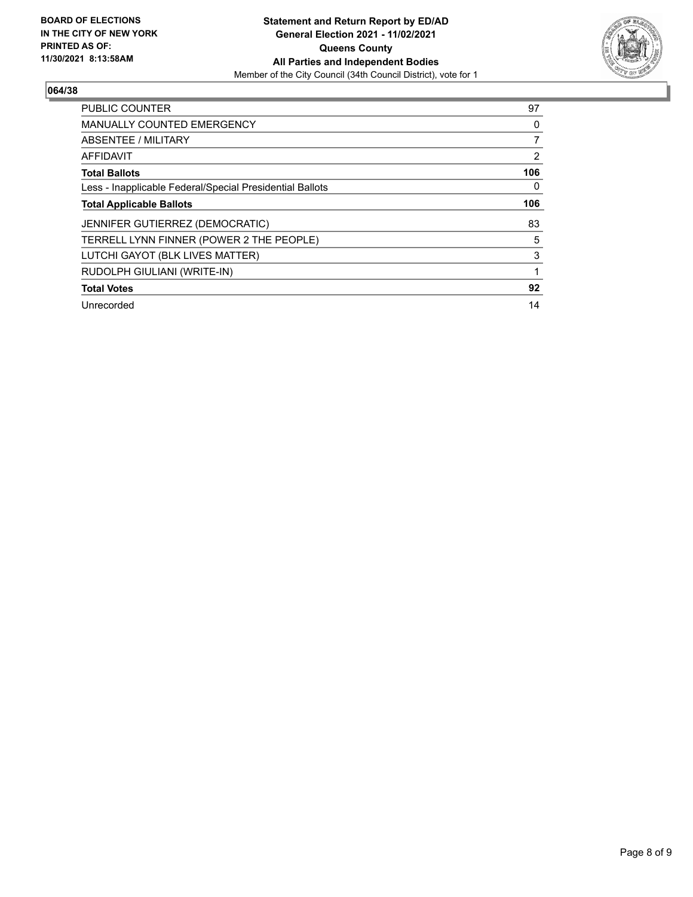**BOARD OF ELECTIONS IN THE CITY OF NEW YORK PRINTED AS OF: 11/30/2021 8:13:58AM**

**Statement and Return Report by ED/AD**
**General Election 2021 - 11/02/2021**
**Queens County**
**All Parties and Independent Bodies**
Member of the City Council (34th Council District), vote for 1

## 064/38

| | |
|---|---|
| PUBLIC COUNTER | 97 |
| MANUALLY COUNTED EMERGENCY | 0 |
| ABSENTEE / MILITARY | 7 |
| AFFIDAVIT | 2 |
| **Total Ballots** | **106** |
| Less - Inapplicable Federal/Special Presidential Ballots | 0 |
| **Total Applicable Ballots** | **106** |
| JENNIFER GUTIERREZ (DEMOCRATIC) | 83 |
| TERRELL LYNN FINNER (POWER 2 THE PEOPLE) | 5 |
| LUTCHI GAYOT (BLK LIVES MATTER) | 3 |
| RUDOLPH GIULIANI (WRITE-IN) | 1 |
| **Total Votes** | **92** |
| Unrecorded | 14 |